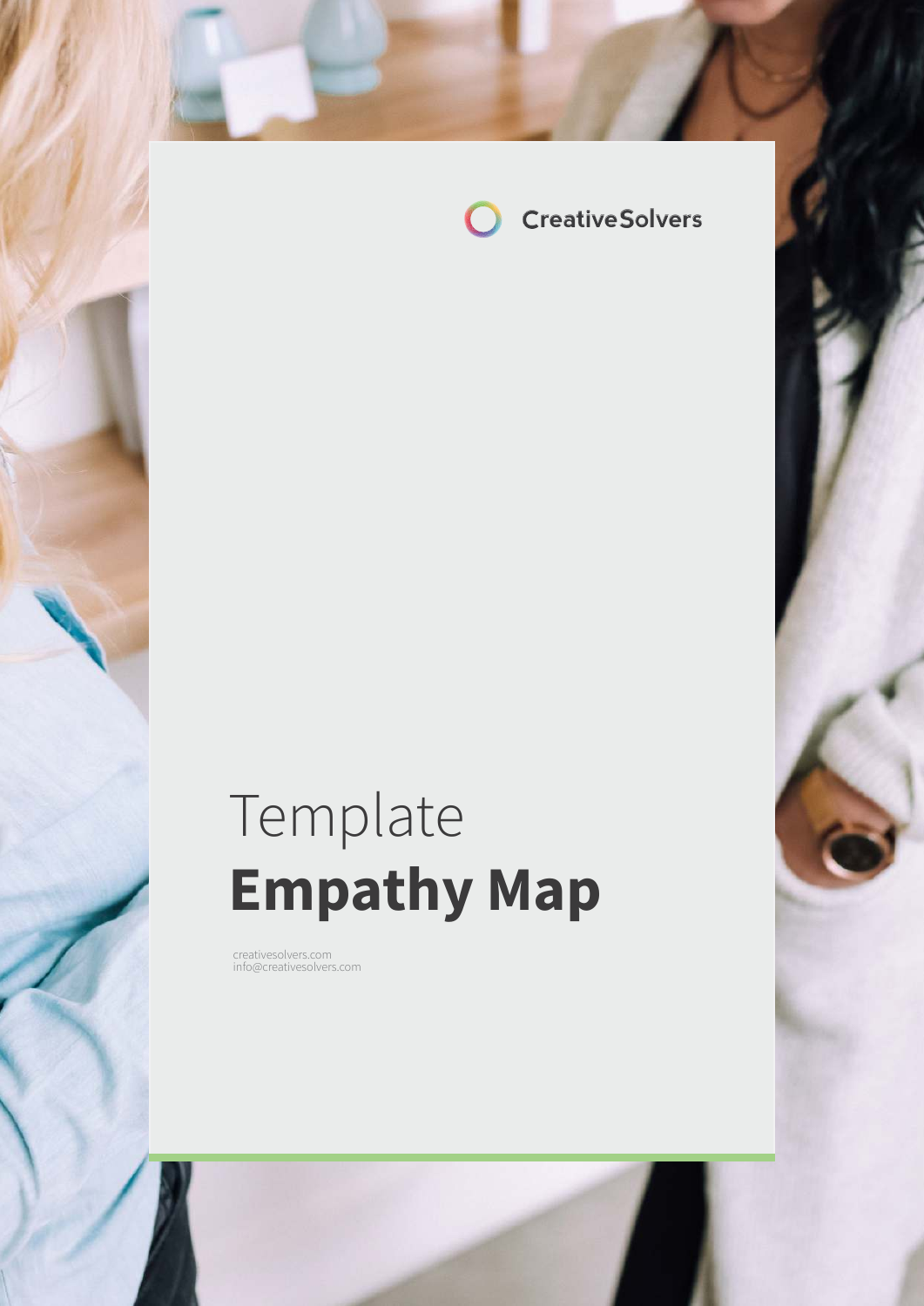CreativeSolvers

# Template
# **Empathy Map**

creativesolvers.com
info@creativesolvers.com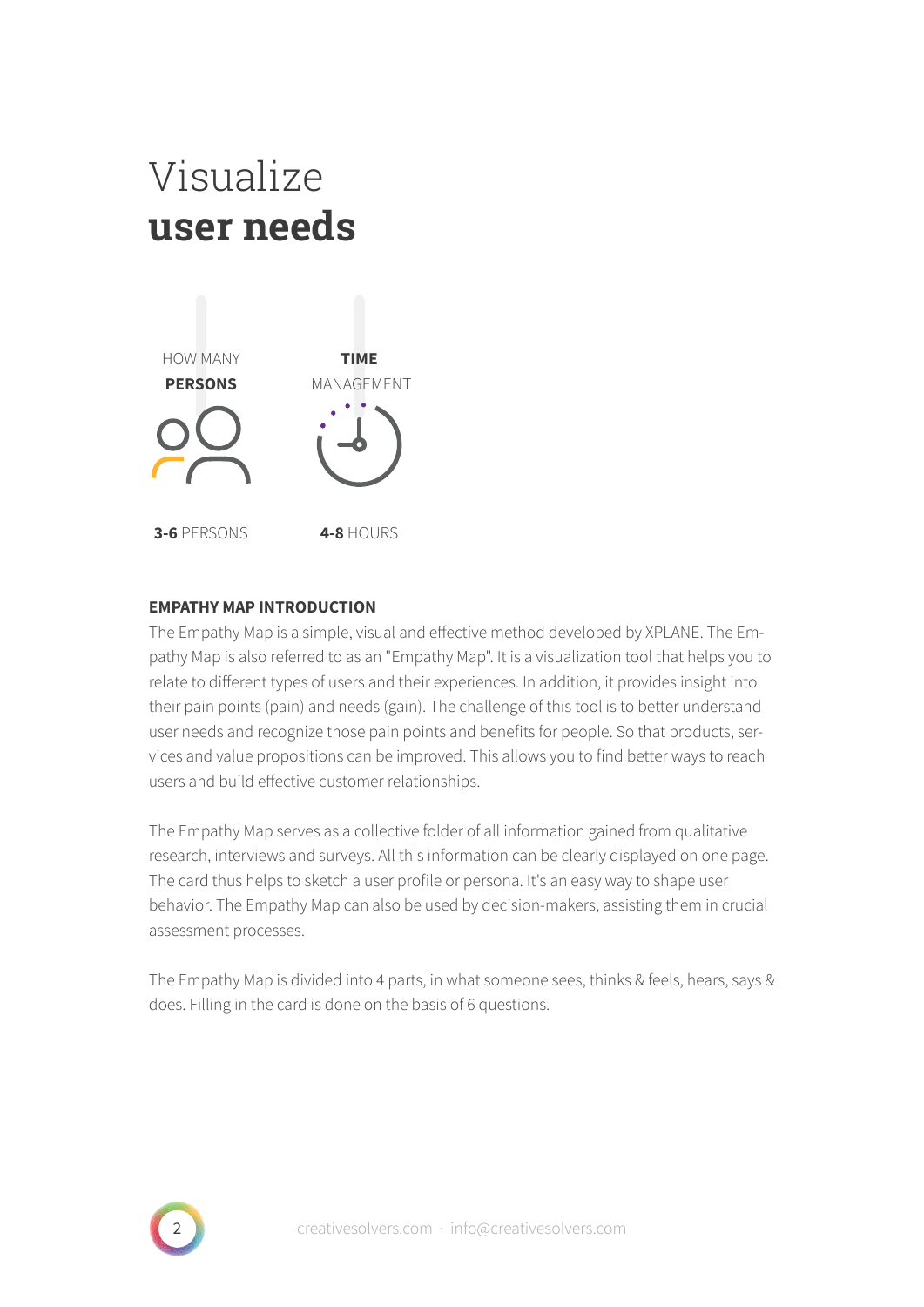# Visualize **user needs**

HOW MANY **PERSONS**

**3-6** PERSONS

**TIME** MANAGEMENT

**4-8** HOURS

**EMPATHY MAP INTRODUCTION**

The Empathy Map is a simple, visual and effective method developed by XPLANE. The Empathy Map is also referred to as an "Empathy Map". It is a visualization tool that helps you to relate to different types of users and their experiences. In addition, it provides insight into their pain points (pain) and needs (gain). The challenge of this tool is to better understand user needs and recognize those pain points and benefits for people. So that products, services and value propositions can be improved. This allows you to find better ways to reach users and build effective customer relationships.

The Empathy Map serves as a collective folder of all information gained from qualitative research, interviews and surveys. All this information can be clearly displayed on one page. The card thus helps to sketch a user profile or persona. It's an easy way to shape user behavior. The Empathy Map can also be used by decision-makers, assisting them in crucial assessment processes.

The Empathy Map is divided into 4 parts, in what someone sees, thinks & feels, hears, says & does. Filling in the card is done on the basis of 6 questions.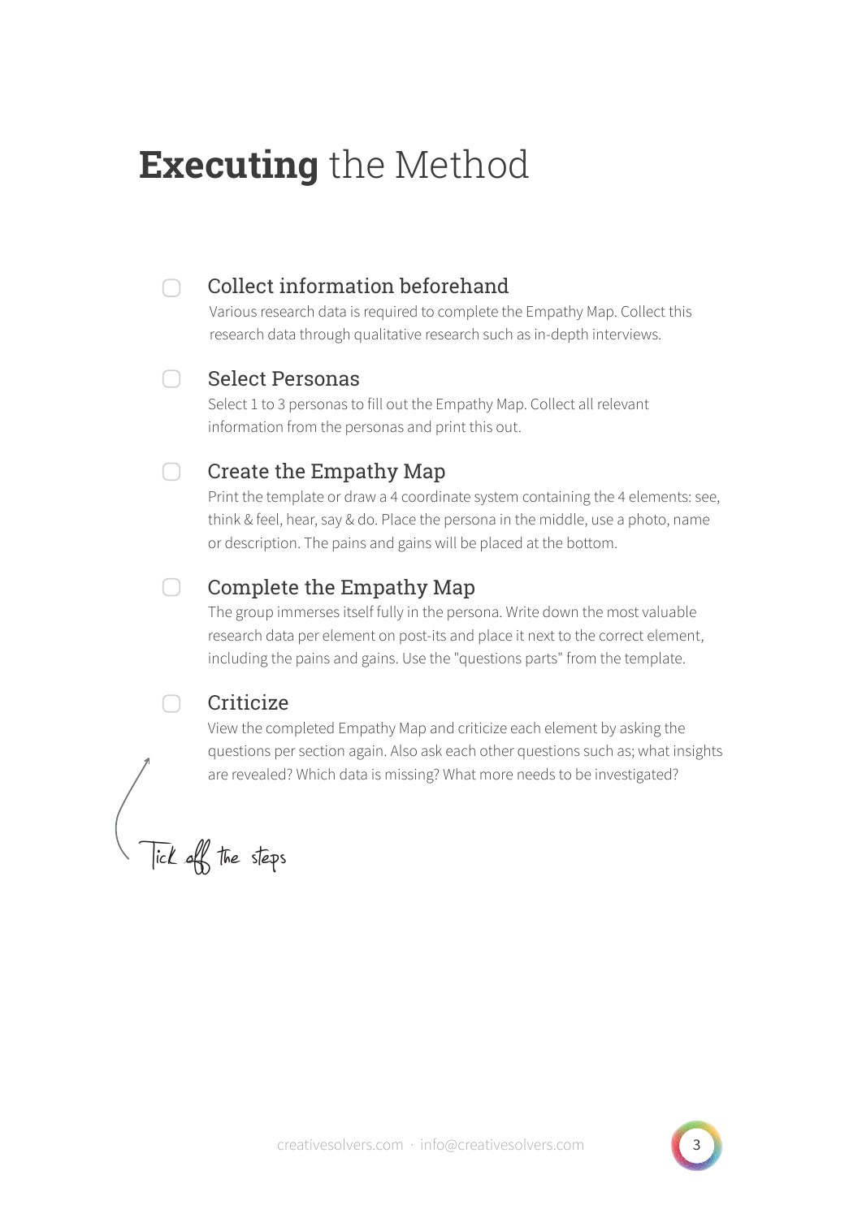# **Executing** the Method

- [ ] **Collect information beforehand**
  Various research data is required to complete the Empathy Map. Collect this research data through qualitative research such as in-depth interviews.

- [ ] **Select Personas**
  Select 1 to 3 personas to fill out the Empathy Map. Collect all relevant information from the personas and print this out.

- [ ] **Create the Empathy Map**
  Print the template or draw a 4 coordinate system containing the 4 elements: see, think & feel, hear, say & do. Place the persona in the middle, use a photo, name or description. The pains and gains will be placed at the bottom.

- [ ] **Complete the Empathy Map**
  The group immerses itself fully in the persona. Write down the most valuable research data per element on post-its and place it next to the correct element, including the pains and gains. Use the "questions parts" from the template.

- [ ] **Criticize**
  View the completed Empathy Map and criticize each element by asking the questions per section again. Also ask each other questions such as; what insights are revealed? Which data is missing? What more needs to be investigated?

*Tick off the steps*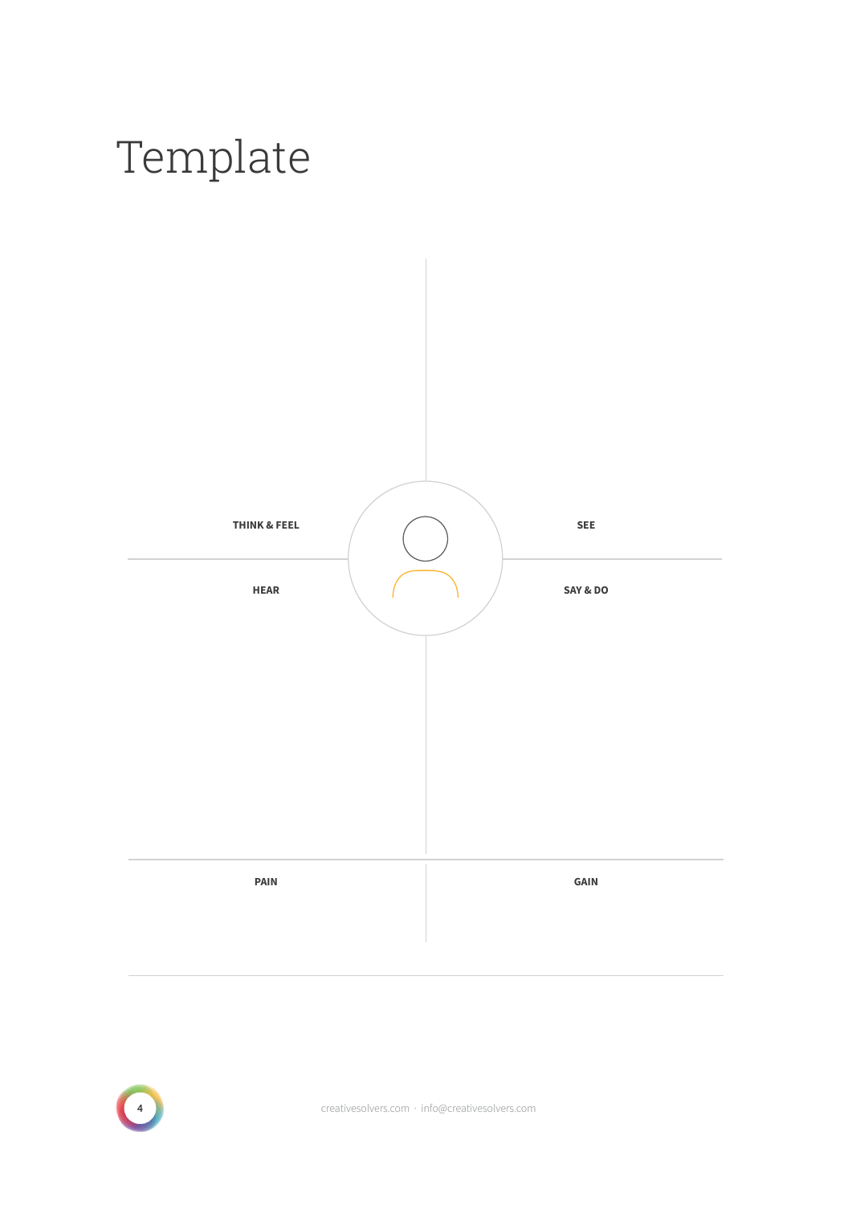# Template

THINK & FEEL

SEE

HEAR

SAY & DO

PAIN

GAIN

creativesolvers.com · info@creativesolvers.com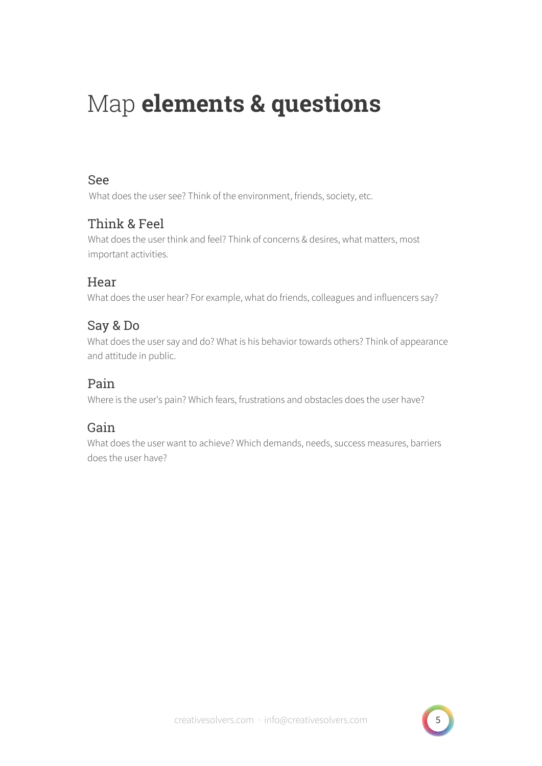# Map **elements & questions**

## See

What does the user see? Think of the environment, friends, society, etc.

## Think & Feel

What does the user think and feel? Think of concerns & desires, what matters, most important activities.

## Hear

What does the user hear? For example, what do friends, colleagues and influencers say?

## Say & Do

What does the user say and do? What is his behavior towards others? Think of appearance and attitude in public.

## Pain

Where is the user's pain? Which fears, frustrations and obstacles does the user have?

## Gain

What does the user want to achieve? Which demands, needs, success measures, barriers does the user have?

creativesolvers.com · info@creativesolvers.com